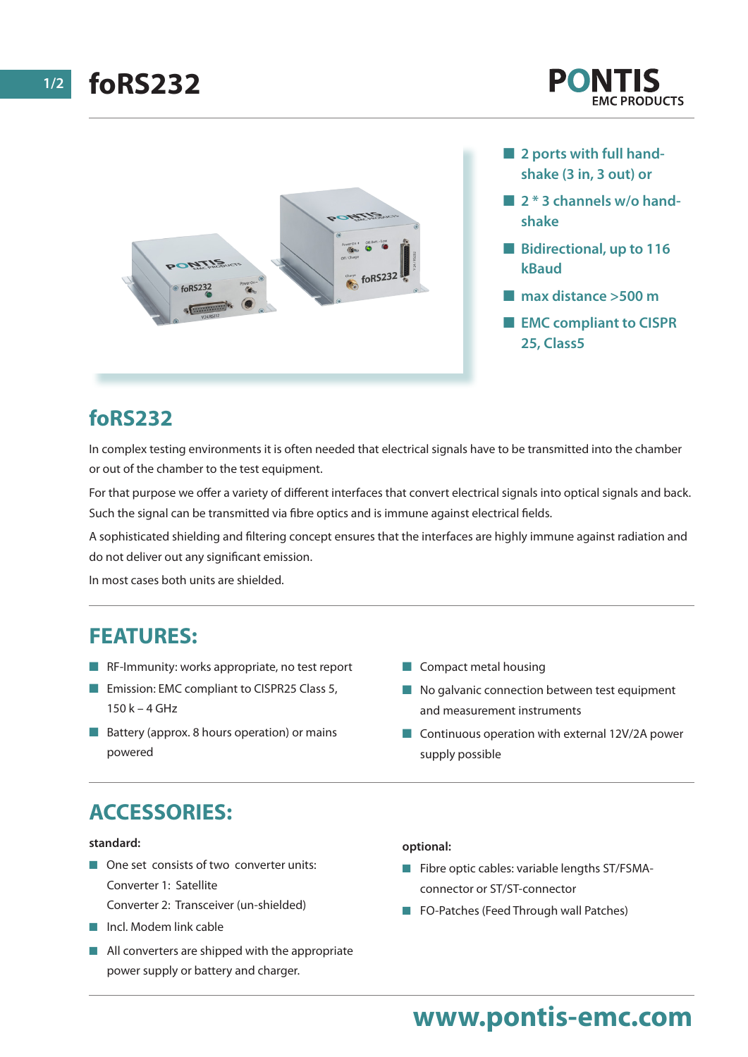# foRS232

PONTIS EMC PRODUCTS

- 2 ports with full handshake (3 in, 3 out) or
- 2 * 3 channels w/o handshake
- Bidirectional, up to 116 kBaud
- max distance >500 m
- EMC compliant to CISPR 25, Class5

## foRS232

In complex testing environments it is often needed that electrical signals have to be transmitted into the chamber or out of the chamber to the test equipment.

For that purpose we offer a variety of different interfaces that convert electrical signals into optical signals and back. Such the signal can be transmitted via fibre optics and is immune against electrical fields.

A sophisticated shielding and filtering concept ensures that the interfaces are highly immune against radiation and do not deliver out any significant emission.

In most cases both units are shielded.

## FEATURES:

- RF-Immunity: works appropriate, no test report
- Emission: EMC compliant to CISPR25 Class 5, 150 k – 4 GHz
- Battery (approx. 8 hours operation) or mains powered
- Compact metal housing
- No galvanic connection between test equipment and measurement instruments
- Continuous operation with external 12V/2A power supply possible

## ACCESSORIES:

**standard:**

- One set consists of two converter units:
  Converter 1: Satellite
  Converter 2: Transceiver (un-shielded)
- Incl. Modem link cable
- All converters are shipped with the appropriate power supply or battery and charger.

**optional:**

- Fibre optic cables: variable lengths ST/FSMA-connector or ST/ST-connector
- FO-Patches (Feed Through wall Patches)

www.pontis-emc.com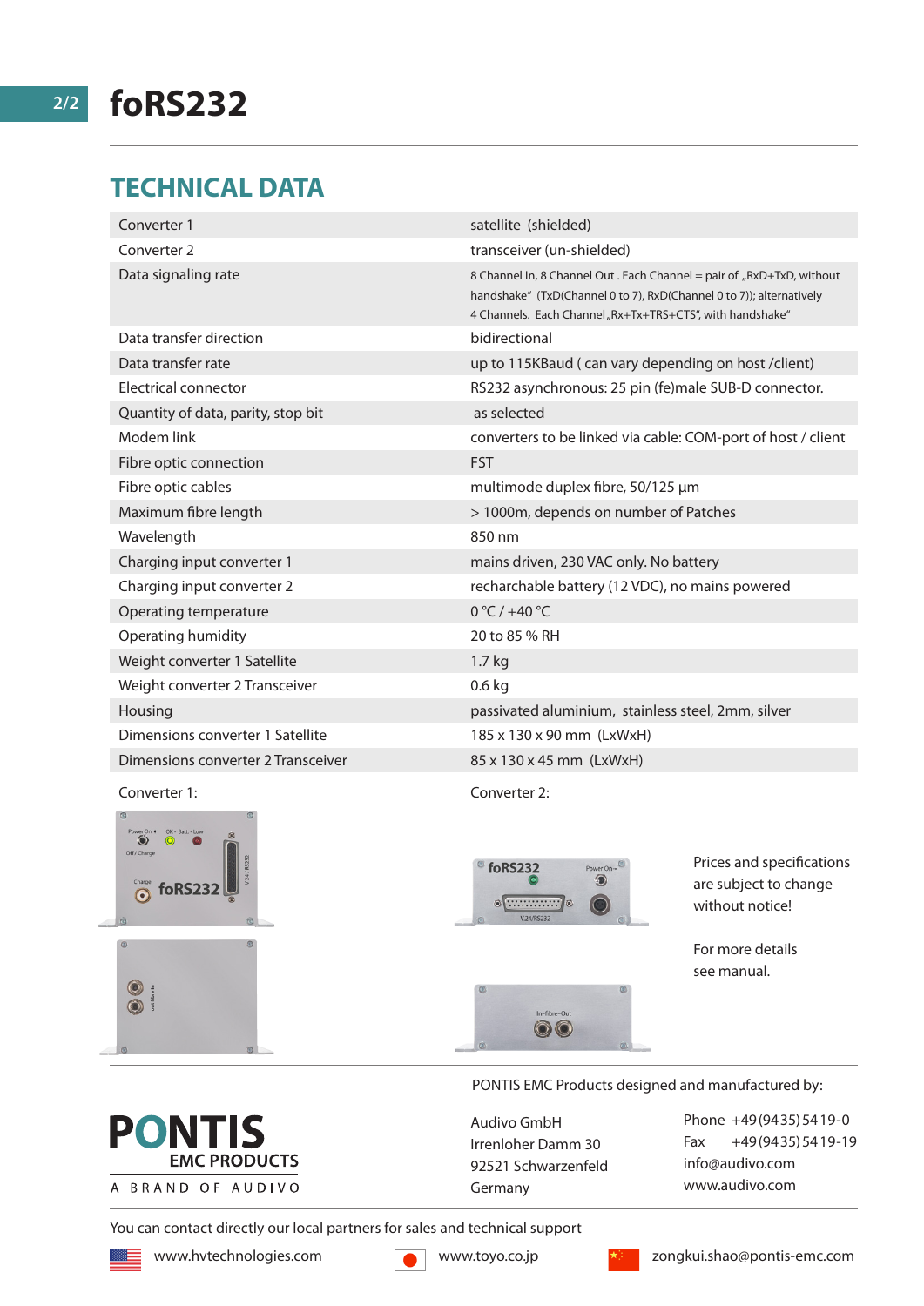# foRS232

## TECHNICAL DATA

| | |
|---|---|
| Converter 1 | satellite (shielded) |
| Converter 2 | transceiver (un-shielded) |
| Data signaling rate | 8 Channel In, 8 Channel Out . Each Channel = pair of „RxD+TxD, without handshake" (TxD(Channel 0 to 7), RxD(Channel 0 to 7)); alternatively 4 Channels. Each Channel „Rx+Tx+TRS+CTS", with handshake" |
| Data transfer direction | bidirectional |
| Data transfer rate | up to 115KBaud ( can vary depending on host /client) |
| Electrical connector | RS232 asynchronous: 25 pin (fe)male SUB-D connector. |
| Quantity of data, parity, stop bit | as selected |
| Modem link | converters to be linked via cable: COM-port of host / client |
| Fibre optic connection | FST |
| Fibre optic cables | multimode duplex fibre, 50/125 µm |
| Maximum fibre length | > 1000m, depends on number of Patches |
| Wavelength | 850 nm |
| Charging input converter 1 | mains driven, 230 VAC only. No battery |
| Charging input converter 2 | recharchable battery (12 VDC), no mains powered |
| Operating temperature | 0 °C / +40 °C |
| Operating humidity | 20 to 85 % RH |
| Weight converter 1 Satellite | 1.7 kg |
| Weight converter 2 Transceiver | 0.6 kg |
| Housing | passivated aluminium, stainless steel, 2mm, silver |
| Dimensions converter 1 Satellite | 185 x 130 x 90 mm (LxWxH) |
| Dimensions converter 2 Transceiver | 85 x 130 x 45 mm (LxWxH) |

Converter 1:

Converter 2:

Prices and specifications are subject to change without notice!

For more details see manual.

PONTIS EMC Products designed and manufactured by:

Audivo GmbH
Irrenloher Damm 30
92521 Schwarzenfeld
Germany

Phone +49 (9435) 5419-0
Fax +49 (9435) 5419-19
info@audivo.com
www.audivo.com

You can contact directly our local partners for sales and technical support

www.hvtechnologies.com

www.toyo.co.jp

zongkui.shao@pontis-emc.com